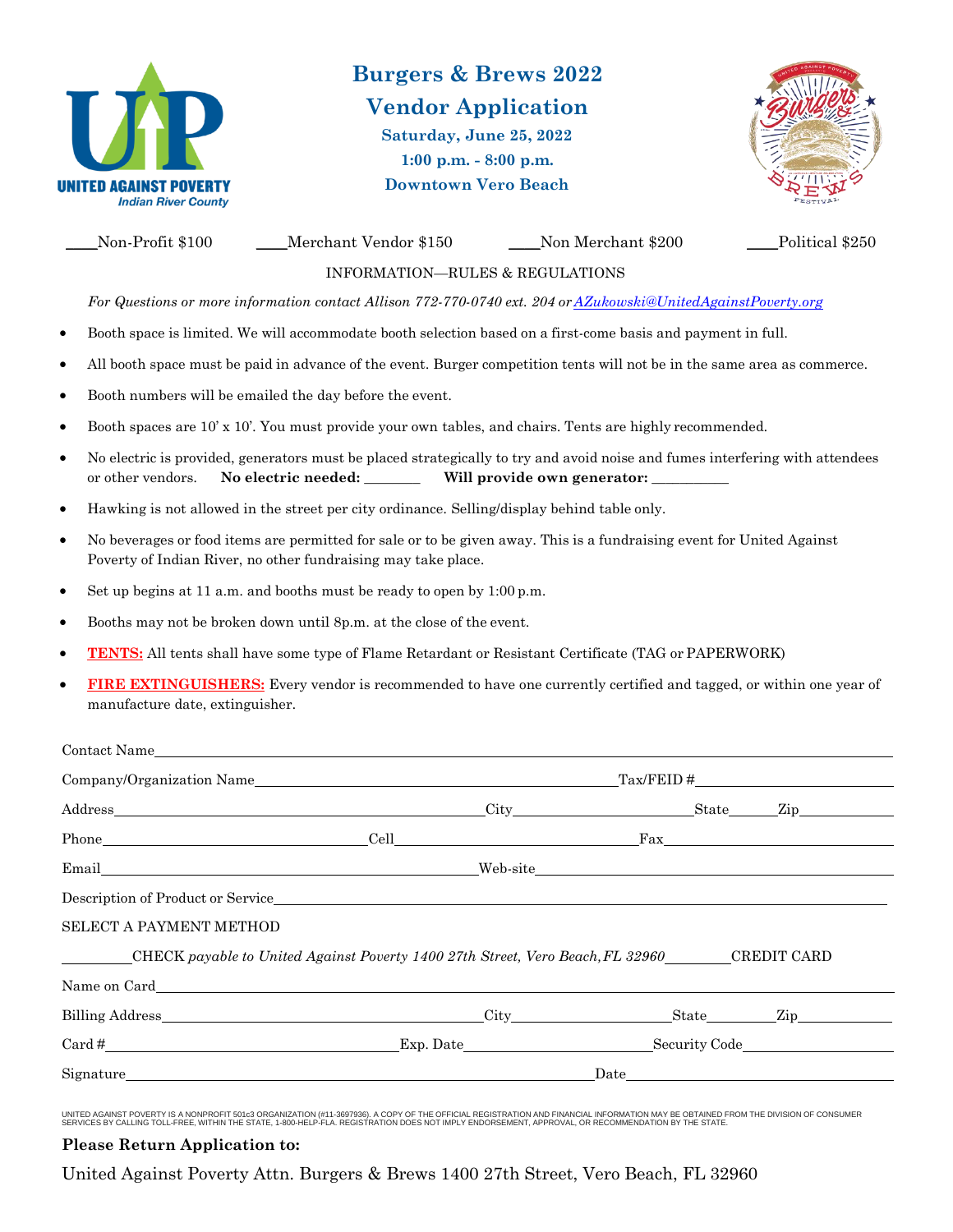UNITED AGAINST POVERTY
Indian River County

# Burgers & Brews 2022
# Vendor Application

**Saturday, June 25, 2022**
**1:00 p.m. - 8:00 p.m.**
**Downtown Vero Beach**

____Non-Profit $100   ____Merchant Vendor $150   ____Non Merchant $200   ____Political $250

INFORMATION—RULES & REGULATIONS

*For Questions or more information contact Allison 772-770-0740 ext. 204 or AZukowski@UnitedAgainstPoverty.org*

- Booth space is limited. We will accommodate booth selection based on a first-come basis and payment in full.
- All booth space must be paid in advance of the event. Burger competition tents will not be in the same area as commerce.
- Booth numbers will be emailed the day before the event.
- Booth spaces are 10' x 10'. You must provide your own tables, and chairs. Tents are highly recommended.
- No electric is provided, generators must be placed strategically to try and avoid noise and fumes interfering with attendees or other vendors. **No electric needed:** _______ **Will provide own generator:** __________
- Hawking is not allowed in the street per city ordinance. Selling/display behind table only.
- No beverages or food items are permitted for sale or to be given away. This is a fundraising event for United Against Poverty of Indian River, no other fundraising may take place.
- Set up begins at 11 a.m. and booths must be ready to open by 1:00 p.m.
- Booths may not be broken down until 8p.m. at the close of the event.
- **TENTS:** All tents shall have some type of Flame Retardant or Resistant Certificate (TAG or PAPERWORK)
- **FIRE EXTINGUISHERS:** Every vendor is recommended to have one currently certified and tagged, or within one year of manufacture date, extinguisher.

Contact Name____________________

Company/Organization Name____________________ Tax/FEID #____________________

Address____________________ City____________________ State______ Zip__________

Phone____________________ Cell____________________ Fax____________________

Email____________________ Web-site____________________

Description of Product or Service____________________

SELECT A PAYMENT METHOD

_________CHECK *payable to United Against Poverty 1400 27th Street, Vero Beach, FL 32960*_________CREDIT CARD

Name on Card____________________

Billing Address____________________ City____________________ State________ Zip__________

Card #____________________ Exp. Date____________________ Security Code____________________

Signature____________________ Date____________________

UNITED AGAINST POVERTY IS A NONPROFIT 501c3 ORGANIZATION (#11-3697936). A COPY OF THE OFFICIAL REGISTRATION AND FINANCIAL INFORMATION MAY BE OBTAINED FROM THE DIVISION OF CONSUMER SERVICES BY CALLING TOLL-FREE, WITHIN THE STATE, 1-800-HELP-FLA. REGISTRATION DOES NOT IMPLY ENDORSEMENT, APPROVAL, OR RECOMMENDATION BY THE STATE.

**Please Return Application to:**

United Against Poverty Attn. Burgers & Brews 1400 27th Street, Vero Beach, FL 32960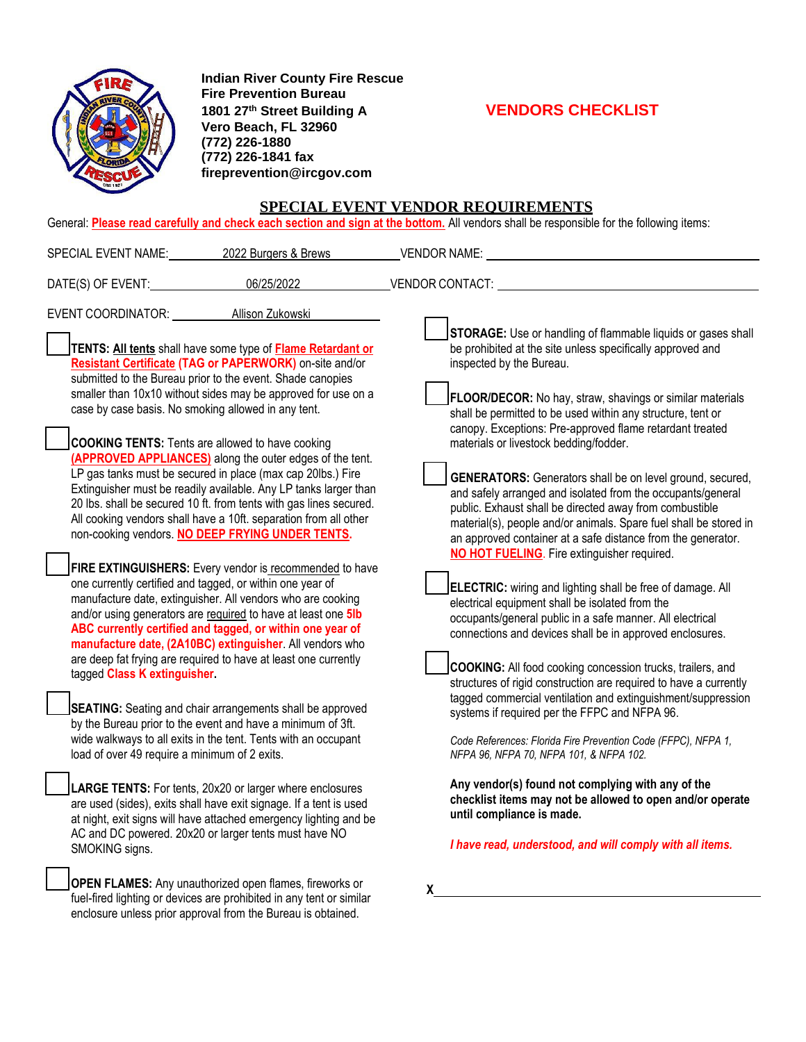**Indian River County Fire Rescue**
**Fire Prevention Bureau**
**1801 27th Street Building A**
**Vero Beach, FL 32960**
**(772) 226-1880**
**(772) 226-1841 fax**
**fireprevention@ircgov.com**

**VENDORS CHECKLIST**

## SPECIAL EVENT VENDOR REQUIREMENTS

General: **Please read carefully and check each section and sign at the bottom.** All vendors shall be responsible for the following items:

SPECIAL EVENT NAME: 2022 Burgers & Brews VENDOR NAME: ____________________

DATE(S) OF EVENT: 06/25/2022 VENDOR CONTACT: ____________________

EVENT COORDINATOR: Allison Zukowski

☐ **TENTS:** **All tents** shall have some type of **Flame Retardant or Resistant Certificate (TAG or PAPERWORK)** on-site and/or submitted to the Bureau prior to the event. Shade canopies smaller than 10x10 without sides may be approved for use on a case by case basis. No smoking allowed in any tent.

☐ **COOKING TENTS:** Tents are allowed to have cooking **(APPROVED APPLIANCES)** along the outer edges of the tent. LP gas tanks must be secured in place (max cap 20lbs.) Fire Extinguisher must be readily available. Any LP tanks larger than 20 lbs. shall be secured 10 ft. from tents with gas lines secured. All cooking vendors shall have a 10ft. separation from all other non-cooking vendors. **NO DEEP FRYING UNDER TENTS.**

☐ **FIRE EXTINGUISHERS:** Every vendor is recommended to have one currently certified and tagged, or within one year of manufacture date, extinguisher. All vendors who are cooking and/or using generators are required to have at least one **5lb ABC currently certified and tagged, or within one year of manufacture date, (2A10BC) extinguisher**. All vendors who are deep fat frying are required to have at least one currently tagged **Class K extinguisher.**

☐ **SEATING:** Seating and chair arrangements shall be approved by the Bureau prior to the event and have a minimum of 3ft. wide walkways to all exits in the tent. Tents with an occupant load of over 49 require a minimum of 2 exits.

☐ **LARGE TENTS:** For tents, 20x20 or larger where enclosures are used (sides), exits shall have exit signage. If a tent is used at night, exit signs will have attached emergency lighting and be AC and DC powered. 20x20 or larger tents must have NO SMOKING signs.

☐ **OPEN FLAMES:** Any unauthorized open flames, fireworks or fuel-fired lighting or devices are prohibited in any tent or similar enclosure unless prior approval from the Bureau is obtained.

☐ **STORAGE:** Use or handling of flammable liquids or gases shall be prohibited at the site unless specifically approved and inspected by the Bureau.

☐ **FLOOR/DECOR:** No hay, straw, shavings or similar materials shall be permitted to be used within any structure, tent or canopy. Exceptions: Pre-approved flame retardant treated materials or livestock bedding/fodder.

☐ **GENERATORS:** Generators shall be on level ground, secured, and safely arranged and isolated from the occupants/general public. Exhaust shall be directed away from combustible material(s), people and/or animals. Spare fuel shall be stored in an approved container at a safe distance from the generator. **NO HOT FUELING**. Fire extinguisher required.

☐ **ELECTRIC:** wiring and lighting shall be free of damage. All electrical equipment shall be isolated from the occupants/general public in a safe manner. All electrical connections and devices shall be in approved enclosures.

☐ **COOKING:** All food cooking concession trucks, trailers, and structures of rigid construction are required to have a currently tagged commercial ventilation and extinguishment/suppression systems if required per the FFPC and NFPA 96.

*Code References: Florida Fire Prevention Code (FFPC), NFPA 1, NFPA 96, NFPA 70, NFPA 101, & NFPA 102.*

**Any vendor(s) found not complying with any of the checklist items may not be allowed to open and/or operate until compliance is made.**

***I have read, understood, and will comply with all items.***

**X** ______________________________